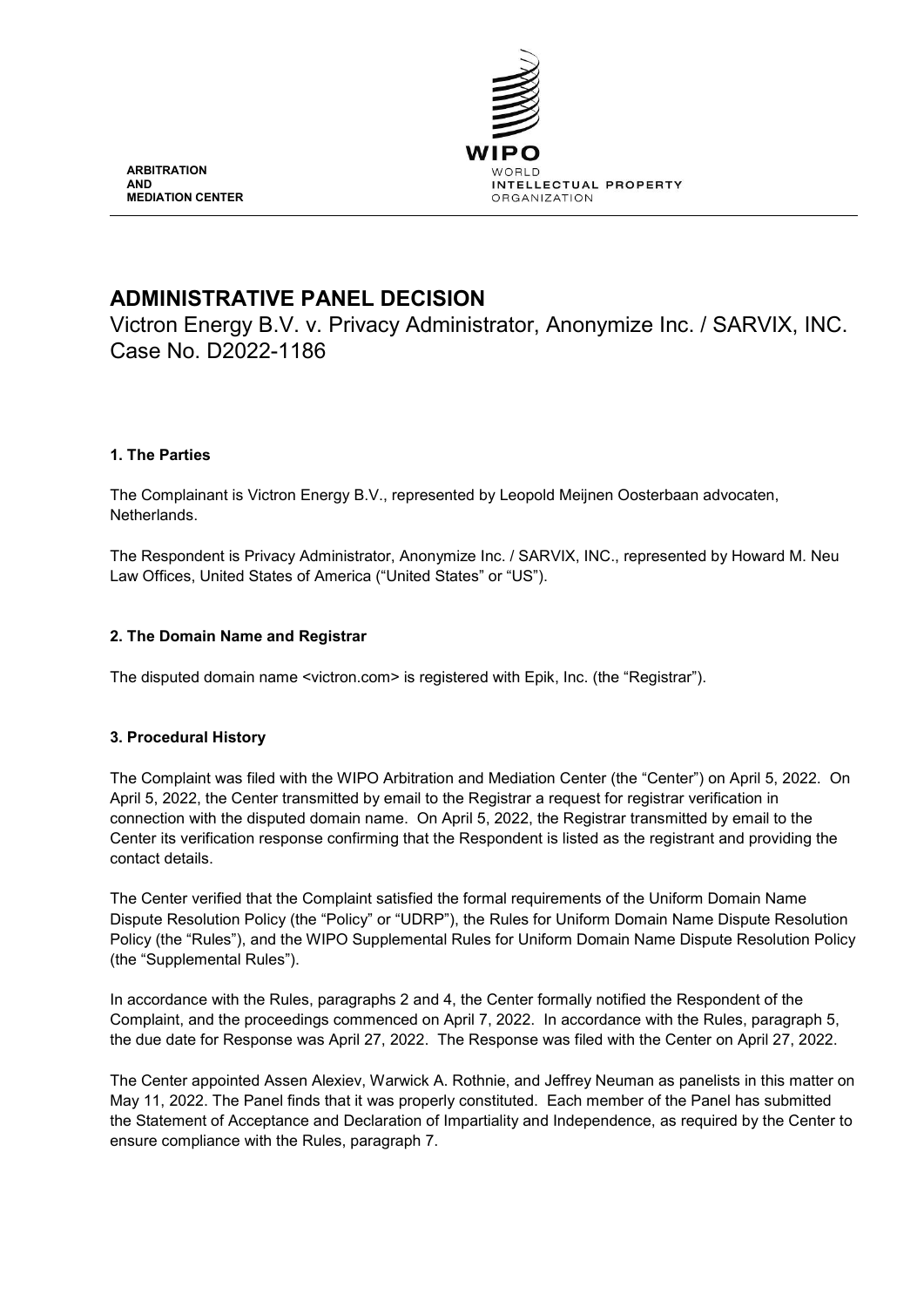ARBITRATION
AND
MEDIATION CENTER

WIPO
WORLD
INTELLECTUAL PROPERTY
ORGANIZATION

# ADMINISTRATIVE PANEL DECISION

Victron Energy B.V. v. Privacy Administrator, Anonymize Inc. / SARVIX, INC.
Case No. D2022-1186

## 1. The Parties

The Complainant is Victron Energy B.V., represented by Leopold Meijnen Oosterbaan advocaten, Netherlands.

The Respondent is Privacy Administrator, Anonymize Inc. / SARVIX, INC., represented by Howard M. Neu Law Offices, United States of America ("United States" or "US").

## 2. The Domain Name and Registrar

The disputed domain name <victron.com> is registered with Epik, Inc. (the "Registrar").

## 3. Procedural History

The Complaint was filed with the WIPO Arbitration and Mediation Center (the "Center") on April 5, 2022. On April 5, 2022, the Center transmitted by email to the Registrar a request for registrar verification in connection with the disputed domain name. On April 5, 2022, the Registrar transmitted by email to the Center its verification response confirming that the Respondent is listed as the registrant and providing the contact details.

The Center verified that the Complaint satisfied the formal requirements of the Uniform Domain Name Dispute Resolution Policy (the "Policy" or "UDRP"), the Rules for Uniform Domain Name Dispute Resolution Policy (the "Rules"), and the WIPO Supplemental Rules for Uniform Domain Name Dispute Resolution Policy (the "Supplemental Rules").

In accordance with the Rules, paragraphs 2 and 4, the Center formally notified the Respondent of the Complaint, and the proceedings commenced on April 7, 2022. In accordance with the Rules, paragraph 5, the due date for Response was April 27, 2022. The Response was filed with the Center on April 27, 2022.

The Center appointed Assen Alexiev, Warwick A. Rothnie, and Jeffrey Neuman as panelists in this matter on May 11, 2022. The Panel finds that it was properly constituted. Each member of the Panel has submitted the Statement of Acceptance and Declaration of Impartiality and Independence, as required by the Center to ensure compliance with the Rules, paragraph 7.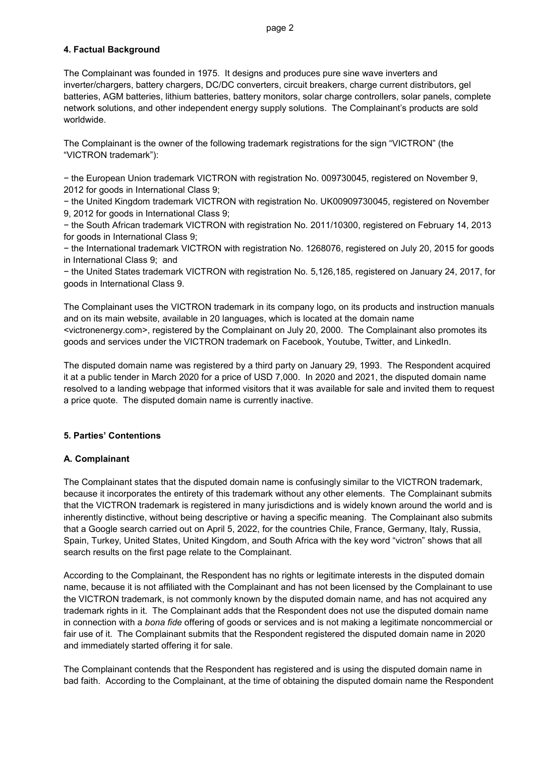## 4. Factual Background

The Complainant was founded in 1975. It designs and produces pure sine wave inverters and inverter/chargers, battery chargers, DC/DC converters, circuit breakers, charge current distributors, gel batteries, AGM batteries, lithium batteries, battery monitors, solar charge controllers, solar panels, complete network solutions, and other independent energy supply solutions. The Complainant's products are sold worldwide.

The Complainant is the owner of the following trademark registrations for the sign "VICTRON" (the "VICTRON trademark"):

− the European Union trademark VICTRON with registration No. 009730045, registered on November 9, 2012 for goods in International Class 9;
− the United Kingdom trademark VICTRON with registration No. UK00909730045, registered on November 9, 2012 for goods in International Class 9;
− the South African trademark VICTRON with registration No. 2011/10300, registered on February 14, 2013 for goods in International Class 9;
− the International trademark VICTRON with registration No. 1268076, registered on July 20, 2015 for goods in International Class 9; and
− the United States trademark VICTRON with registration No. 5,126,185, registered on January 24, 2017, for goods in International Class 9.

The Complainant uses the VICTRON trademark in its company logo, on its products and instruction manuals and on its main website, available in 20 languages, which is located at the domain name <victronenergy.com>, registered by the Complainant on July 20, 2000. The Complainant also promotes its goods and services under the VICTRON trademark on Facebook, Youtube, Twitter, and LinkedIn.

The disputed domain name was registered by a third party on January 29, 1993. The Respondent acquired it at a public tender in March 2020 for a price of USD 7,000. In 2020 and 2021, the disputed domain name resolved to a landing webpage that informed visitors that it was available for sale and invited them to request a price quote. The disputed domain name is currently inactive.

## 5. Parties' Contentions

### A. Complainant

The Complainant states that the disputed domain name is confusingly similar to the VICTRON trademark, because it incorporates the entirety of this trademark without any other elements. The Complainant submits that the VICTRON trademark is registered in many jurisdictions and is widely known around the world and is inherently distinctive, without being descriptive or having a specific meaning. The Complainant also submits that a Google search carried out on April 5, 2022, for the countries Chile, France, Germany, Italy, Russia, Spain, Turkey, United States, United Kingdom, and South Africa with the key word "victron" shows that all search results on the first page relate to the Complainant.

According to the Complainant, the Respondent has no rights or legitimate interests in the disputed domain name, because it is not affiliated with the Complainant and has not been licensed by the Complainant to use the VICTRON trademark, is not commonly known by the disputed domain name, and has not acquired any trademark rights in it. The Complainant adds that the Respondent does not use the disputed domain name in connection with a *bona fide* offering of goods or services and is not making a legitimate noncommercial or fair use of it. The Complainant submits that the Respondent registered the disputed domain name in 2020 and immediately started offering it for sale.

The Complainant contends that the Respondent has registered and is using the disputed domain name in bad faith. According to the Complainant, at the time of obtaining the disputed domain name the Respondent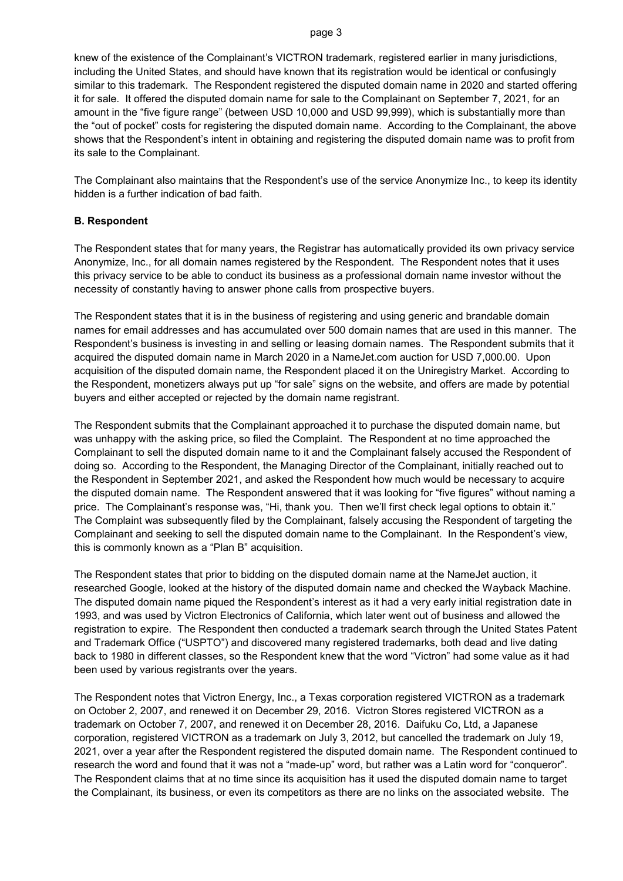knew of the existence of the Complainant's VICTRON trademark, registered earlier in many jurisdictions, including the United States, and should have known that its registration would be identical or confusingly similar to this trademark. The Respondent registered the disputed domain name in 2020 and started offering it for sale. It offered the disputed domain name for sale to the Complainant on September 7, 2021, for an amount in the "five figure range" (between USD 10,000 and USD 99,999), which is substantially more than the "out of pocket" costs for registering the disputed domain name. According to the Complainant, the above shows that the Respondent's intent in obtaining and registering the disputed domain name was to profit from its sale to the Complainant.

The Complainant also maintains that the Respondent's use of the service Anonymize Inc., to keep its identity hidden is a further indication of bad faith.

**B. Respondent**

The Respondent states that for many years, the Registrar has automatically provided its own privacy service Anonymize, Inc., for all domain names registered by the Respondent. The Respondent notes that it uses this privacy service to be able to conduct its business as a professional domain name investor without the necessity of constantly having to answer phone calls from prospective buyers.

The Respondent states that it is in the business of registering and using generic and brandable domain names for email addresses and has accumulated over 500 domain names that are used in this manner. The Respondent's business is investing in and selling or leasing domain names. The Respondent submits that it acquired the disputed domain name in March 2020 in a NameJet.com auction for USD 7,000.00. Upon acquisition of the disputed domain name, the Respondent placed it on the Uniregistry Market. According to the Respondent, monetizers always put up "for sale" signs on the website, and offers are made by potential buyers and either accepted or rejected by the domain name registrant.

The Respondent submits that the Complainant approached it to purchase the disputed domain name, but was unhappy with the asking price, so filed the Complaint. The Respondent at no time approached the Complainant to sell the disputed domain name to it and the Complainant falsely accused the Respondent of doing so. According to the Respondent, the Managing Director of the Complainant, initially reached out to the Respondent in September 2021, and asked the Respondent how much would be necessary to acquire the disputed domain name. The Respondent answered that it was looking for "five figures" without naming a price. The Complainant's response was, "Hi, thank you. Then we'll first check legal options to obtain it." The Complaint was subsequently filed by the Complainant, falsely accusing the Respondent of targeting the Complainant and seeking to sell the disputed domain name to the Complainant. In the Respondent's view, this is commonly known as a "Plan B" acquisition.

The Respondent states that prior to bidding on the disputed domain name at the NameJet auction, it researched Google, looked at the history of the disputed domain name and checked the Wayback Machine. The disputed domain name piqued the Respondent's interest as it had a very early initial registration date in 1993, and was used by Victron Electronics of California, which later went out of business and allowed the registration to expire. The Respondent then conducted a trademark search through the United States Patent and Trademark Office ("USPTO") and discovered many registered trademarks, both dead and live dating back to 1980 in different classes, so the Respondent knew that the word "Victron" had some value as it had been used by various registrants over the years.

The Respondent notes that Victron Energy, Inc., a Texas corporation registered VICTRON as a trademark on October 2, 2007, and renewed it on December 29, 2016. Victron Stores registered VICTRON as a trademark on October 7, 2007, and renewed it on December 28, 2016. Daifuku Co, Ltd, a Japanese corporation, registered VICTRON as a trademark on July 3, 2012, but cancelled the trademark on July 19, 2021, over a year after the Respondent registered the disputed domain name. The Respondent continued to research the word and found that it was not a "made-up" word, but rather was a Latin word for "conqueror". The Respondent claims that at no time since its acquisition has it used the disputed domain name to target the Complainant, its business, or even its competitors as there are no links on the associated website. The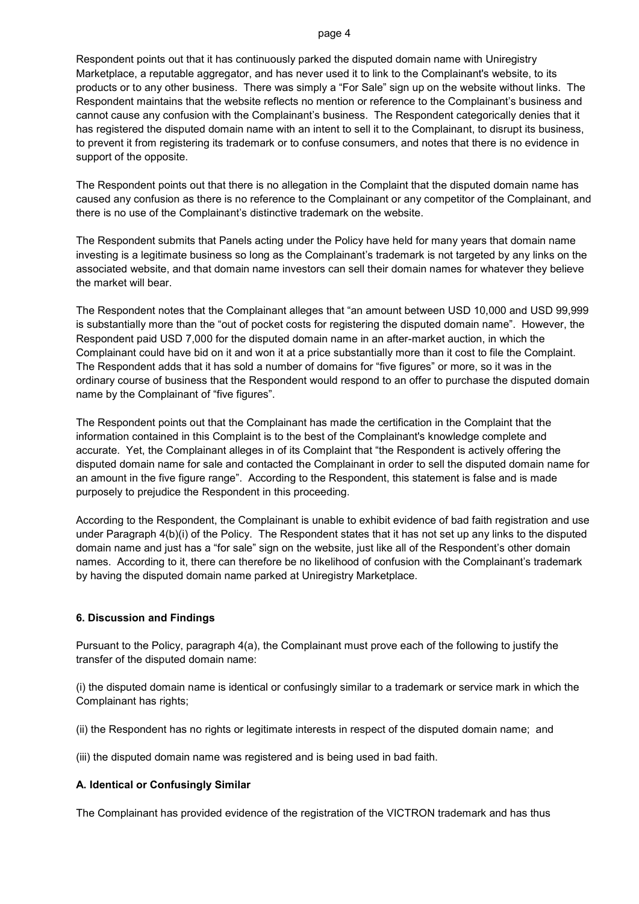Respondent points out that it has continuously parked the disputed domain name with Uniregistry Marketplace, a reputable aggregator, and has never used it to link to the Complainant's website, to its products or to any other business. There was simply a "For Sale" sign up on the website without links. The Respondent maintains that the website reflects no mention or reference to the Complainant's business and cannot cause any confusion with the Complainant's business. The Respondent categorically denies that it has registered the disputed domain name with an intent to sell it to the Complainant, to disrupt its business, to prevent it from registering its trademark or to confuse consumers, and notes that there is no evidence in support of the opposite.

The Respondent points out that there is no allegation in the Complaint that the disputed domain name has caused any confusion as there is no reference to the Complainant or any competitor of the Complainant, and there is no use of the Complainant's distinctive trademark on the website.

The Respondent submits that Panels acting under the Policy have held for many years that domain name investing is a legitimate business so long as the Complainant's trademark is not targeted by any links on the associated website, and that domain name investors can sell their domain names for whatever they believe the market will bear.

The Respondent notes that the Complainant alleges that "an amount between USD 10,000 and USD 99,999 is substantially more than the "out of pocket costs for registering the disputed domain name". However, the Respondent paid USD 7,000 for the disputed domain name in an after-market auction, in which the Complainant could have bid on it and won it at a price substantially more than it cost to file the Complaint. The Respondent adds that it has sold a number of domains for "five figures" or more, so it was in the ordinary course of business that the Respondent would respond to an offer to purchase the disputed domain name by the Complainant of "five figures".

The Respondent points out that the Complainant has made the certification in the Complaint that the information contained in this Complaint is to the best of the Complainant's knowledge complete and accurate. Yet, the Complainant alleges in of its Complaint that "the Respondent is actively offering the disputed domain name for sale and contacted the Complainant in order to sell the disputed domain name for an amount in the five figure range". According to the Respondent, this statement is false and is made purposely to prejudice the Respondent in this proceeding.

According to the Respondent, the Complainant is unable to exhibit evidence of bad faith registration and use under Paragraph 4(b)(i) of the Policy. The Respondent states that it has not set up any links to the disputed domain name and just has a "for sale" sign on the website, just like all of the Respondent's other domain names. According to it, there can therefore be no likelihood of confusion with the Complainant's trademark by having the disputed domain name parked at Uniregistry Marketplace.

## 6. Discussion and Findings

Pursuant to the Policy, paragraph 4(a), the Complainant must prove each of the following to justify the transfer of the disputed domain name:

(i) the disputed domain name is identical or confusingly similar to a trademark or service mark in which the Complainant has rights;

(ii) the Respondent has no rights or legitimate interests in respect of the disputed domain name; and

(iii) the disputed domain name was registered and is being used in bad faith.

### A. Identical or Confusingly Similar

The Complainant has provided evidence of the registration of the VICTRON trademark and has thus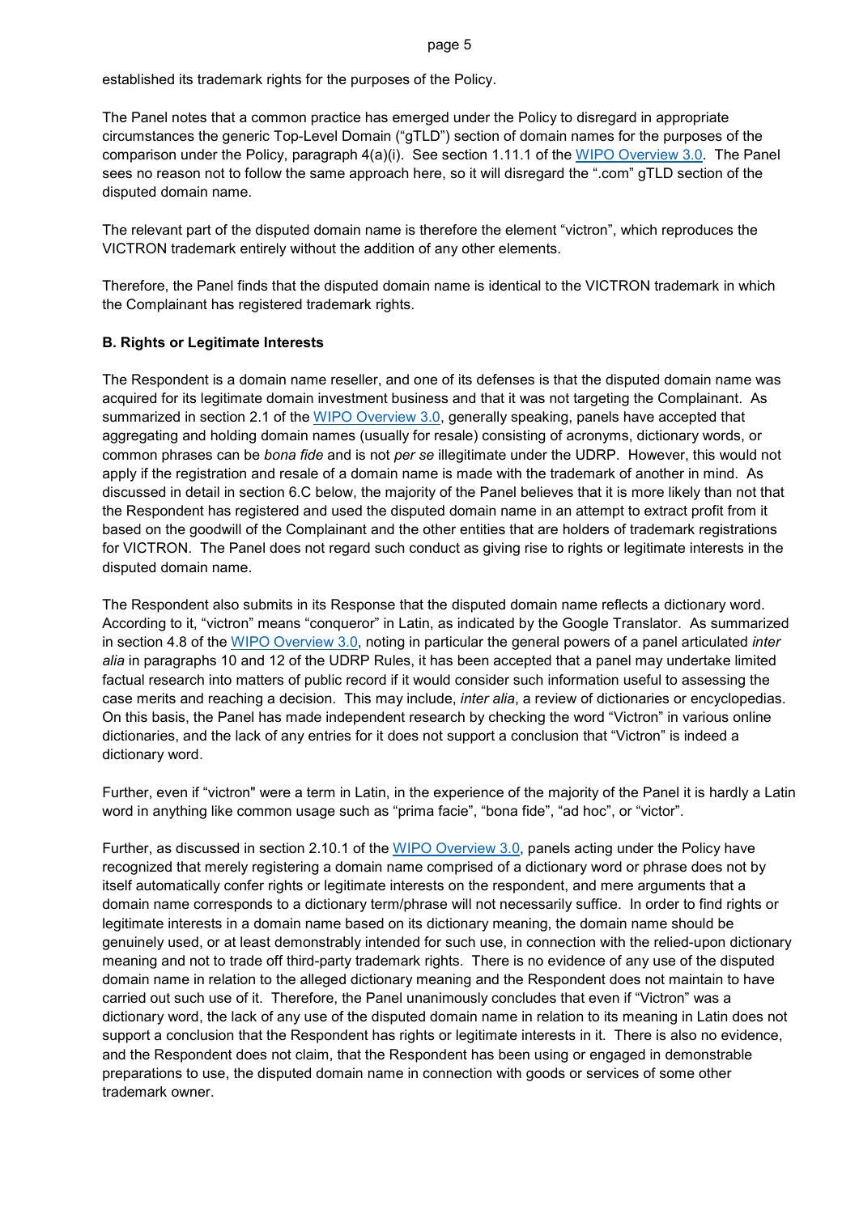established its trademark rights for the purposes of the Policy.

The Panel notes that a common practice has emerged under the Policy to disregard in appropriate circumstances the generic Top-Level Domain ("gTLD") section of domain names for the purposes of the comparison under the Policy, paragraph 4(a)(i). See section 1.11.1 of the WIPO Overview 3.0. The Panel sees no reason not to follow the same approach here, so it will disregard the ".com" gTLD section of the disputed domain name.

The relevant part of the disputed domain name is therefore the element "victron", which reproduces the VICTRON trademark entirely without the addition of any other elements.

Therefore, the Panel finds that the disputed domain name is identical to the VICTRON trademark in which the Complainant has registered trademark rights.

**B. Rights or Legitimate Interests**

The Respondent is a domain name reseller, and one of its defenses is that the disputed domain name was acquired for its legitimate domain investment business and that it was not targeting the Complainant. As summarized in section 2.1 of the WIPO Overview 3.0, generally speaking, panels have accepted that aggregating and holding domain names (usually for resale) consisting of acronyms, dictionary words, or common phrases can be *bona fide* and is not *per se* illegitimate under the UDRP. However, this would not apply if the registration and resale of a domain name is made with the trademark of another in mind. As discussed in detail in section 6.C below, the majority of the Panel believes that it is more likely than not that the Respondent has registered and used the disputed domain name in an attempt to extract profit from it based on the goodwill of the Complainant and the other entities that are holders of trademark registrations for VICTRON. The Panel does not regard such conduct as giving rise to rights or legitimate interests in the disputed domain name.

The Respondent also submits in its Response that the disputed domain name reflects a dictionary word. According to it, "victron" means "conqueror" in Latin, as indicated by the Google Translator. As summarized in section 4.8 of the WIPO Overview 3.0, noting in particular the general powers of a panel articulated *inter alia* in paragraphs 10 and 12 of the UDRP Rules, it has been accepted that a panel may undertake limited factual research into matters of public record if it would consider such information useful to assessing the case merits and reaching a decision. This may include, *inter alia*, a review of dictionaries or encyclopedias. On this basis, the Panel has made independent research by checking the word "Victron" in various online dictionaries, and the lack of any entries for it does not support a conclusion that "Victron" is indeed a dictionary word.

Further, even if "victron" were a term in Latin, in the experience of the majority of the Panel it is hardly a Latin word in anything like common usage such as "prima facie", "bona fide", "ad hoc", or "victor".

Further, as discussed in section 2.10.1 of the WIPO Overview 3.0, panels acting under the Policy have recognized that merely registering a domain name comprised of a dictionary word or phrase does not by itself automatically confer rights or legitimate interests on the respondent, and mere arguments that a domain name corresponds to a dictionary term/phrase will not necessarily suffice. In order to find rights or legitimate interests in a domain name based on its dictionary meaning, the domain name should be genuinely used, or at least demonstrably intended for such use, in connection with the relied-upon dictionary meaning and not to trade off third-party trademark rights. There is no evidence of any use of the disputed domain name in relation to the alleged dictionary meaning and the Respondent does not maintain to have carried out such use of it. Therefore, the Panel unanimously concludes that even if "Victron" was a dictionary word, the lack of any use of the disputed domain name in relation to its meaning in Latin does not support a conclusion that the Respondent has rights or legitimate interests in it. There is also no evidence, and the Respondent does not claim, that the Respondent has been using or engaged in demonstrable preparations to use, the disputed domain name in connection with goods or services of some other trademark owner.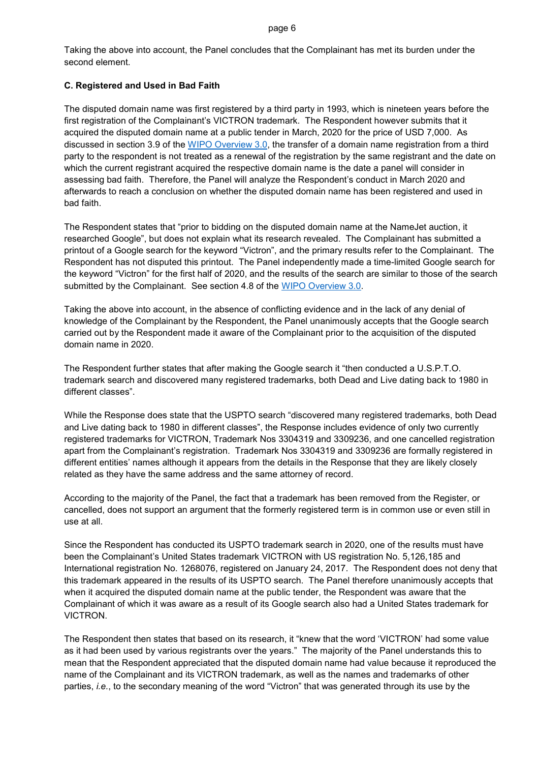Taking the above into account, the Panel concludes that the Complainant has met its burden under the second element.

### C. Registered and Used in Bad Faith

The disputed domain name was first registered by a third party in 1993, which is nineteen years before the first registration of the Complainant's VICTRON trademark. The Respondent however submits that it acquired the disputed domain name at a public tender in March, 2020 for the price of USD 7,000. As discussed in section 3.9 of the WIPO Overview 3.0, the transfer of a domain name registration from a third party to the respondent is not treated as a renewal of the registration by the same registrant and the date on which the current registrant acquired the respective domain name is the date a panel will consider in assessing bad faith. Therefore, the Panel will analyze the Respondent's conduct in March 2020 and afterwards to reach a conclusion on whether the disputed domain name has been registered and used in bad faith.

The Respondent states that "prior to bidding on the disputed domain name at the NameJet auction, it researched Google", but does not explain what its research revealed. The Complainant has submitted a printout of a Google search for the keyword "Victron", and the primary results refer to the Complainant. The Respondent has not disputed this printout. The Panel independently made a time-limited Google search for the keyword "Victron" for the first half of 2020, and the results of the search are similar to those of the search submitted by the Complainant. See section 4.8 of the WIPO Overview 3.0.

Taking the above into account, in the absence of conflicting evidence and in the lack of any denial of knowledge of the Complainant by the Respondent, the Panel unanimously accepts that the Google search carried out by the Respondent made it aware of the Complainant prior to the acquisition of the disputed domain name in 2020.

The Respondent further states that after making the Google search it "then conducted a U.S.P.T.O. trademark search and discovered many registered trademarks, both Dead and Live dating back to 1980 in different classes".

While the Response does state that the USPTO search "discovered many registered trademarks, both Dead and Live dating back to 1980 in different classes", the Response includes evidence of only two currently registered trademarks for VICTRON, Trademark Nos 3304319 and 3309236, and one cancelled registration apart from the Complainant's registration. Trademark Nos 3304319 and 3309236 are formally registered in different entities' names although it appears from the details in the Response that they are likely closely related as they have the same address and the same attorney of record.

According to the majority of the Panel, the fact that a trademark has been removed from the Register, or cancelled, does not support an argument that the formerly registered term is in common use or even still in use at all.

Since the Respondent has conducted its USPTO trademark search in 2020, one of the results must have been the Complainant's United States trademark VICTRON with US registration No. 5,126,185 and International registration No. 1268076, registered on January 24, 2017. The Respondent does not deny that this trademark appeared in the results of its USPTO search. The Panel therefore unanimously accepts that when it acquired the disputed domain name at the public tender, the Respondent was aware that the Complainant of which it was aware as a result of its Google search also had a United States trademark for VICTRON.

The Respondent then states that based on its research, it "knew that the word 'VICTRON' had some value as it had been used by various registrants over the years." The majority of the Panel understands this to mean that the Respondent appreciated that the disputed domain name had value because it reproduced the name of the Complainant and its VICTRON trademark, as well as the names and trademarks of other parties, *i.e.*, to the secondary meaning of the word "Victron" that was generated through its use by the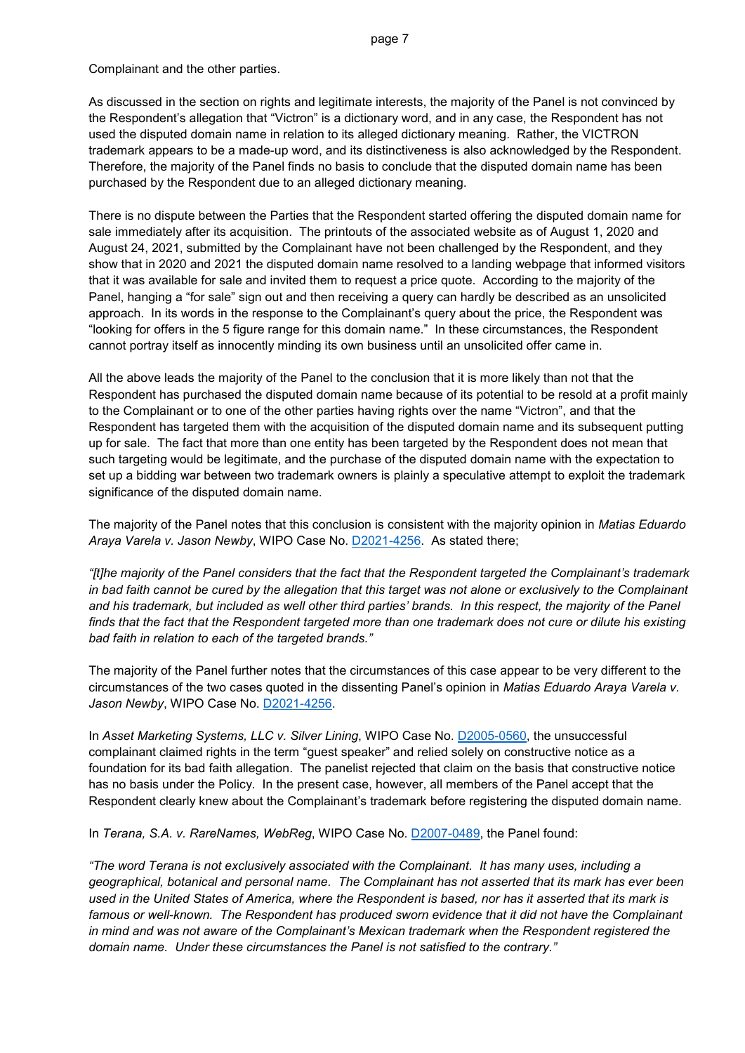Complainant and the other parties.

As discussed in the section on rights and legitimate interests, the majority of the Panel is not convinced by the Respondent's allegation that "Victron" is a dictionary word, and in any case, the Respondent has not used the disputed domain name in relation to its alleged dictionary meaning. Rather, the VICTRON trademark appears to be a made-up word, and its distinctiveness is also acknowledged by the Respondent. Therefore, the majority of the Panel finds no basis to conclude that the disputed domain name has been purchased by the Respondent due to an alleged dictionary meaning.

There is no dispute between the Parties that the Respondent started offering the disputed domain name for sale immediately after its acquisition. The printouts of the associated website as of August 1, 2020 and August 24, 2021, submitted by the Complainant have not been challenged by the Respondent, and they show that in 2020 and 2021 the disputed domain name resolved to a landing webpage that informed visitors that it was available for sale and invited them to request a price quote. According to the majority of the Panel, hanging a "for sale" sign out and then receiving a query can hardly be described as an unsolicited approach. In its words in the response to the Complainant's query about the price, the Respondent was "looking for offers in the 5 figure range for this domain name." In these circumstances, the Respondent cannot portray itself as innocently minding its own business until an unsolicited offer came in.

All the above leads the majority of the Panel to the conclusion that it is more likely than not that the Respondent has purchased the disputed domain name because of its potential to be resold at a profit mainly to the Complainant or to one of the other parties having rights over the name "Victron", and that the Respondent has targeted them with the acquisition of the disputed domain name and its subsequent putting up for sale. The fact that more than one entity has been targeted by the Respondent does not mean that such targeting would be legitimate, and the purchase of the disputed domain name with the expectation to set up a bidding war between two trademark owners is plainly a speculative attempt to exploit the trademark significance of the disputed domain name.

The majority of the Panel notes that this conclusion is consistent with the majority opinion in *Matias Eduardo Araya Varela v. Jason Newby*, WIPO Case No. D2021-4256. As stated there;

*"[t]he majority of the Panel considers that the fact that the Respondent targeted the Complainant's trademark in bad faith cannot be cured by the allegation that this target was not alone or exclusively to the Complainant and his trademark, but included as well other third parties' brands. In this respect, the majority of the Panel finds that the fact that the Respondent targeted more than one trademark does not cure or dilute his existing bad faith in relation to each of the targeted brands."*

The majority of the Panel further notes that the circumstances of this case appear to be very different to the circumstances of the two cases quoted in the dissenting Panel's opinion in *Matias Eduardo Araya Varela v. Jason Newby*, WIPO Case No. D2021-4256.

In *Asset Marketing Systems, LLC v. Silver Lining*, WIPO Case No. D2005-0560, the unsuccessful complainant claimed rights in the term "guest speaker" and relied solely on constructive notice as a foundation for its bad faith allegation. The panelist rejected that claim on the basis that constructive notice has no basis under the Policy. In the present case, however, all members of the Panel accept that the Respondent clearly knew about the Complainant's trademark before registering the disputed domain name.

In *Terana, S.A. v. RareNames, WebReg*, WIPO Case No. D2007-0489, the Panel found:

*"The word Terana is not exclusively associated with the Complainant. It has many uses, including a geographical, botanical and personal name. The Complainant has not asserted that its mark has ever been used in the United States of America, where the Respondent is based, nor has it asserted that its mark is famous or well-known. The Respondent has produced sworn evidence that it did not have the Complainant in mind and was not aware of the Complainant's Mexican trademark when the Respondent registered the domain name. Under these circumstances the Panel is not satisfied to the contrary."*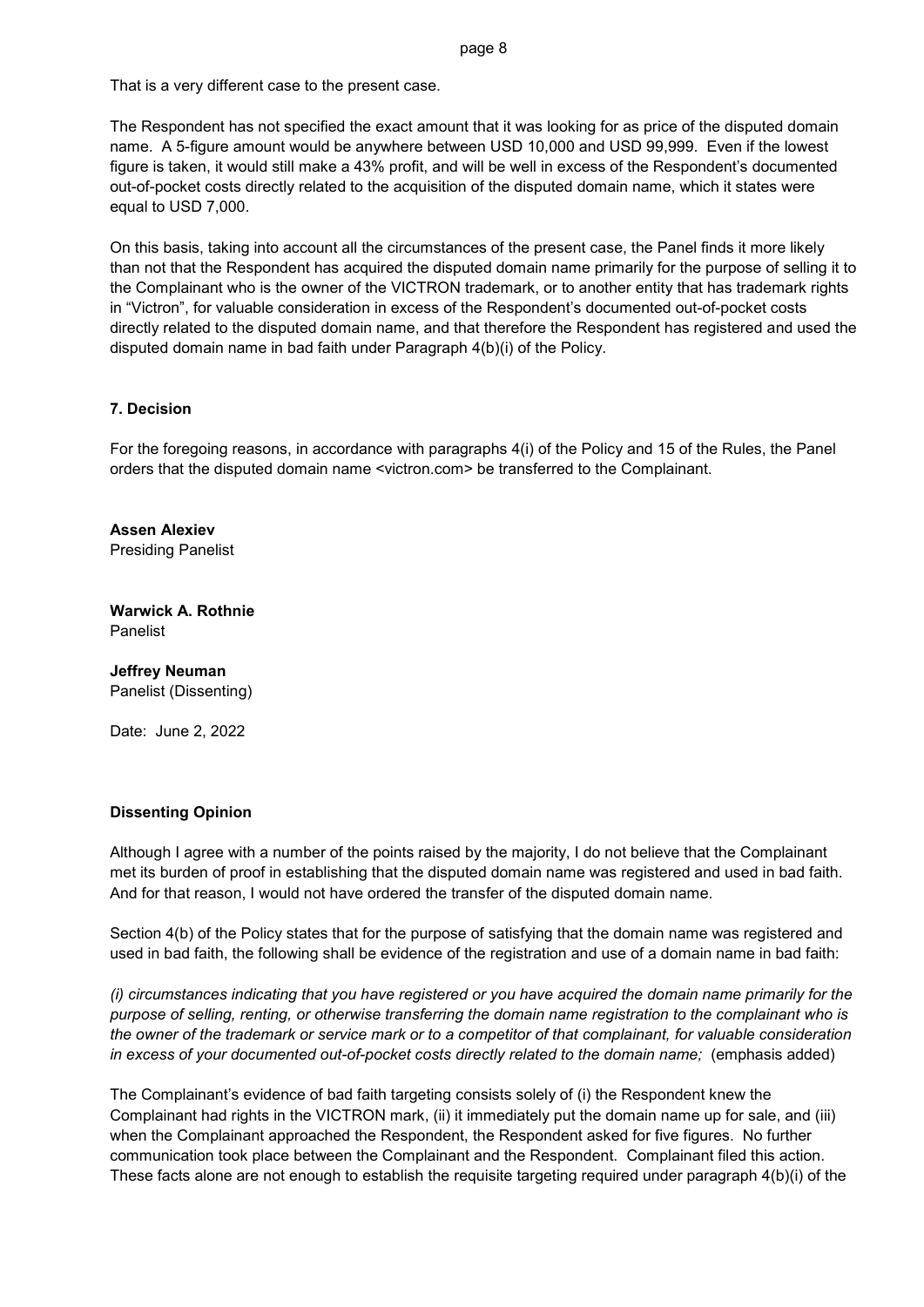That is a very different case to the present case.

The Respondent has not specified the exact amount that it was looking for as price of the disputed domain name. A 5-figure amount would be anywhere between USD 10,000 and USD 99,999. Even if the lowest figure is taken, it would still make a 43% profit, and will be well in excess of the Respondent's documented out-of-pocket costs directly related to the acquisition of the disputed domain name, which it states were equal to USD 7,000.

On this basis, taking into account all the circumstances of the present case, the Panel finds it more likely than not that the Respondent has acquired the disputed domain name primarily for the purpose of selling it to the Complainant who is the owner of the VICTRON trademark, or to another entity that has trademark rights in "Victron", for valuable consideration in excess of the Respondent's documented out-of-pocket costs directly related to the disputed domain name, and that therefore the Respondent has registered and used the disputed domain name in bad faith under Paragraph 4(b)(i) of the Policy.

## 7. Decision

For the foregoing reasons, in accordance with paragraphs 4(i) of the Policy and 15 of the Rules, the Panel orders that the disputed domain name <victron.com> be transferred to the Complainant.

**Assen Alexiev**
Presiding Panelist

**Warwick A. Rothnie**
Panelist

**Jeffrey Neuman**
Panelist (Dissenting)

Date: June 2, 2022

## Dissenting Opinion

Although I agree with a number of the points raised by the majority, I do not believe that the Complainant met its burden of proof in establishing that the disputed domain name was registered and used in bad faith. And for that reason, I would not have ordered the transfer of the disputed domain name.

Section 4(b) of the Policy states that for the purpose of satisfying that the domain name was registered and used in bad faith, the following shall be evidence of the registration and use of a domain name in bad faith:

*(i) circumstances indicating that you have registered or you have acquired the domain name primarily for the purpose of selling, renting, or otherwise transferring the domain name registration to the complainant who is the owner of the trademark or service mark or to a competitor of that complainant, for valuable consideration in excess of your documented out-of-pocket costs directly related to the domain name;* (emphasis added)

The Complainant's evidence of bad faith targeting consists solely of (i) the Respondent knew the Complainant had rights in the VICTRON mark, (ii) it immediately put the domain name up for sale, and (iii) when the Complainant approached the Respondent, the Respondent asked for five figures. No further communication took place between the Complainant and the Respondent. Complainant filed this action. These facts alone are not enough to establish the requisite targeting required under paragraph 4(b)(i) of the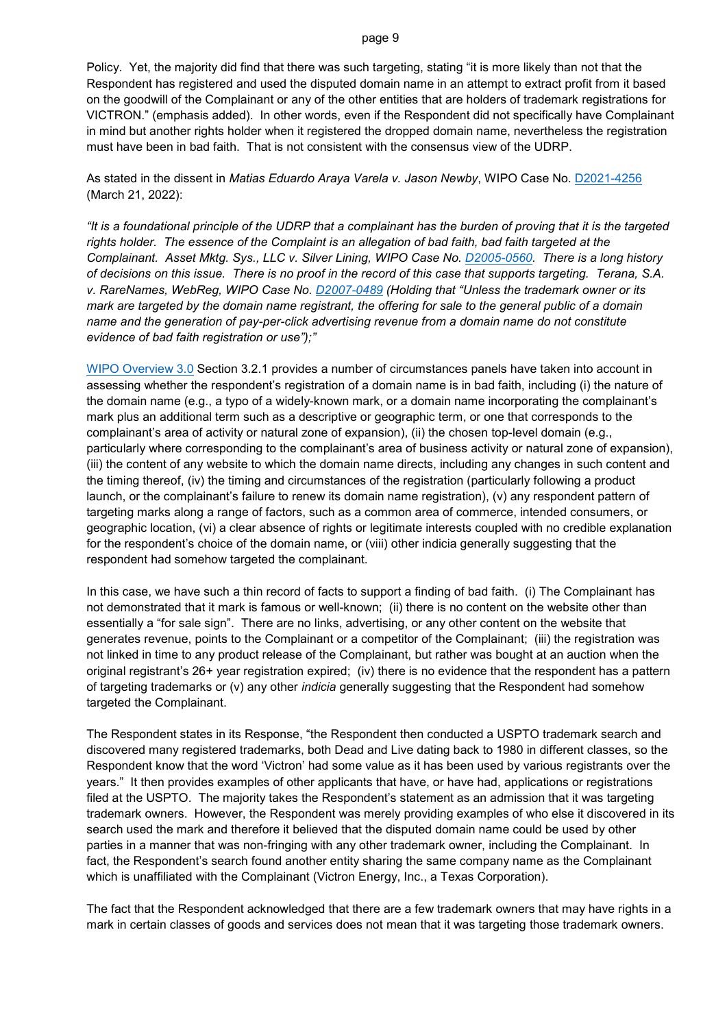Policy. Yet, the majority did find that there was such targeting, stating "it is more likely than not that the Respondent has registered and used the disputed domain name in an attempt to extract profit from it based on the goodwill of the Complainant or any of the other entities that are holders of trademark registrations for VICTRON." (emphasis added). In other words, even if the Respondent did not specifically have Complainant in mind but another rights holder when it registered the dropped domain name, nevertheless the registration must have been in bad faith. That is not consistent with the consensus view of the UDRP.

As stated in the dissent in *Matias Eduardo Araya Varela v. Jason Newby*, WIPO Case No. D2021-4256 (March 21, 2022):

*"It is a foundational principle of the UDRP that a complainant has the burden of proving that it is the targeted rights holder. The essence of the Complaint is an allegation of bad faith, bad faith targeted at the Complainant. Asset Mktg. Sys., LLC v. Silver Lining, WIPO Case No. D2005-0560. There is a long history of decisions on this issue. There is no proof in the record of this case that supports targeting. Terana, S.A. v. RareNames, WebReg, WIPO Case No. D2007-0489 (Holding that "Unless the trademark owner or its mark are targeted by the domain name registrant, the offering for sale to the general public of a domain name and the generation of pay-per-click advertising revenue from a domain name do not constitute evidence of bad faith registration or use");"*

WIPO Overview 3.0 Section 3.2.1 provides a number of circumstances panels have taken into account in assessing whether the respondent's registration of a domain name is in bad faith, including (i) the nature of the domain name (e.g., a typo of a widely-known mark, or a domain name incorporating the complainant's mark plus an additional term such as a descriptive or geographic term, or one that corresponds to the complainant's area of activity or natural zone of expansion), (ii) the chosen top-level domain (e.g., particularly where corresponding to the complainant's area of business activity or natural zone of expansion), (iii) the content of any website to which the domain name directs, including any changes in such content and the timing thereof, (iv) the timing and circumstances of the registration (particularly following a product launch, or the complainant's failure to renew its domain name registration), (v) any respondent pattern of targeting marks along a range of factors, such as a common area of commerce, intended consumers, or geographic location, (vi) a clear absence of rights or legitimate interests coupled with no credible explanation for the respondent's choice of the domain name, or (viii) other indicia generally suggesting that the respondent had somehow targeted the complainant.

In this case, we have such a thin record of facts to support a finding of bad faith. (i) The Complainant has not demonstrated that it mark is famous or well-known; (ii) there is no content on the website other than essentially a "for sale sign". There are no links, advertising, or any other content on the website that generates revenue, points to the Complainant or a competitor of the Complainant; (iii) the registration was not linked in time to any product release of the Complainant, but rather was bought at an auction when the original registrant's 26+ year registration expired; (iv) there is no evidence that the respondent has a pattern of targeting trademarks or (v) any other *indicia* generally suggesting that the Respondent had somehow targeted the Complainant.

The Respondent states in its Response, "the Respondent then conducted a USPTO trademark search and discovered many registered trademarks, both Dead and Live dating back to 1980 in different classes, so the Respondent know that the word 'Victron' had some value as it has been used by various registrants over the years." It then provides examples of other applicants that have, or have had, applications or registrations filed at the USPTO. The majority takes the Respondent's statement as an admission that it was targeting trademark owners. However, the Respondent was merely providing examples of who else it discovered in its search used the mark and therefore it believed that the disputed domain name could be used by other parties in a manner that was non-fringing with any other trademark owner, including the Complainant. In fact, the Respondent's search found another entity sharing the same company name as the Complainant which is unaffiliated with the Complainant (Victron Energy, Inc., a Texas Corporation).

The fact that the Respondent acknowledged that there are a few trademark owners that may have rights in a mark in certain classes of goods and services does not mean that it was targeting those trademark owners.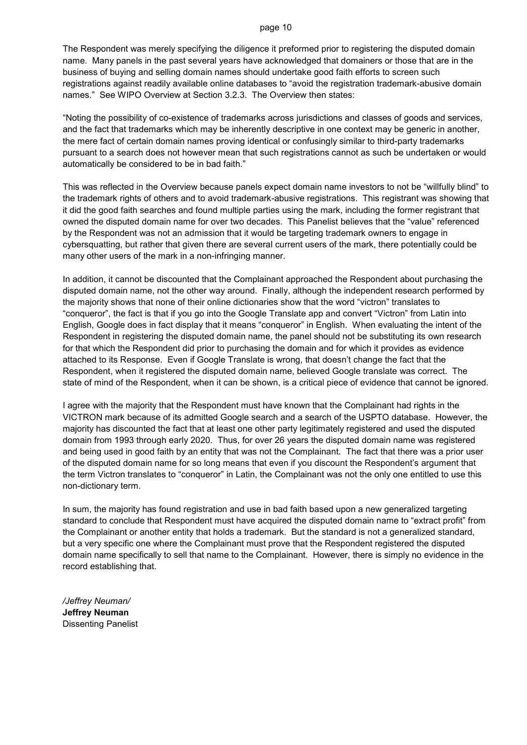The Respondent was merely specifying the diligence it preformed prior to registering the disputed domain name. Many panels in the past several years have acknowledged that domainers or those that are in the business of buying and selling domain names should undertake good faith efforts to screen such registrations against readily available online databases to "avoid the registration trademark-abusive domain names." See WIPO Overview at Section 3.2.3. The Overview then states:

"Noting the possibility of co-existence of trademarks across jurisdictions and classes of goods and services, and the fact that trademarks which may be inherently descriptive in one context may be generic in another, the mere fact of certain domain names proving identical or confusingly similar to third-party trademarks pursuant to a search does not however mean that such registrations cannot as such be undertaken or would automatically be considered to be in bad faith."

This was reflected in the Overview because panels expect domain name investors to not be "willfully blind" to the trademark rights of others and to avoid trademark-abusive registrations. This registrant was showing that it did the good faith searches and found multiple parties using the mark, including the former registrant that owned the disputed domain name for over two decades. This Panelist believes that the "value" referenced by the Respondent was not an admission that it would be targeting trademark owners to engage in cybersquatting, but rather that given there are several current users of the mark, there potentially could be many other users of the mark in a non-infringing manner.

In addition, it cannot be discounted that the Complainant approached the Respondent about purchasing the disputed domain name, not the other way around. Finally, although the independent research performed by the majority shows that none of their online dictionaries show that the word "victron" translates to "conqueror", the fact is that if you go into the Google Translate app and convert "Victron" from Latin into English, Google does in fact display that it means "conqueror" in English. When evaluating the intent of the Respondent in registering the disputed domain name, the panel should not be substituting its own research for that which the Respondent did prior to purchasing the domain and for which it provides as evidence attached to its Response. Even if Google Translate is wrong, that doesn't change the fact that the Respondent, when it registered the disputed domain name, believed Google translate was correct. The state of mind of the Respondent, when it can be shown, is a critical piece of evidence that cannot be ignored.

I agree with the majority that the Respondent must have known that the Complainant had rights in the VICTRON mark because of its admitted Google search and a search of the USPTO database. However, the majority has discounted the fact that at least one other party legitimately registered and used the disputed domain from 1993 through early 2020. Thus, for over 26 years the disputed domain name was registered and being used in good faith by an entity that was not the Complainant. The fact that there was a prior user of the disputed domain name for so long means that even if you discount the Respondent's argument that the term Victron translates to "conqueror" in Latin, the Complainant was not the only one entitled to use this non-dictionary term.

In sum, the majority has found registration and use in bad faith based upon a new generalized targeting standard to conclude that Respondent must have acquired the disputed domain name to "extract profit" from the Complainant or another entity that holds a trademark. But the standard is not a generalized standard, but a very specific one where the Complainant must prove that the Respondent registered the disputed domain name specifically to sell that name to the Complainant. However, there is simply no evidence in the record establishing that.

*/Jeffrey Neuman/*
**Jeffrey Neuman**
Dissenting Panelist